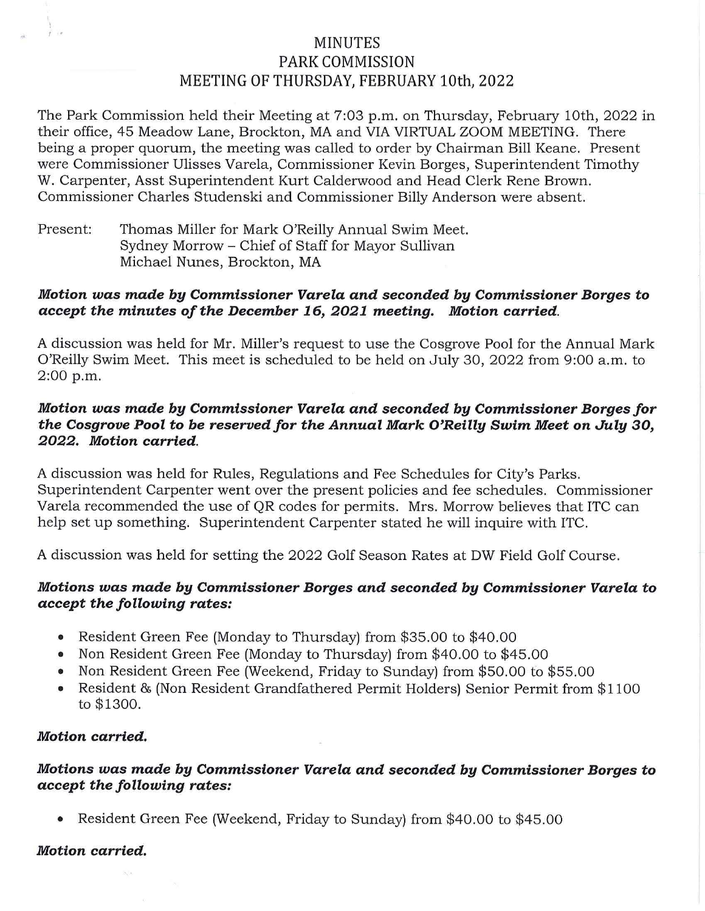# MINUTES
# PARK COMMISSION
## MEETING OF THURSDAY, FEBRUARY 10th, 2022

The Park Commission held their Meeting at 7:03 p.m. on Thursday, February 10th, 2022 in their office, 45 Meadow Lane, Brockton, MA and VIA VIRTUAL ZOOM MEETING. There being a proper quorum, the meeting was called to order by Chairman Bill Keane. Present were Commissioner Ulisses Varela, Commissioner Kevin Borges, Superintendent Timothy W. Carpenter, Asst Superintendent Kurt Calderwood and Head Clerk Rene Brown. Commissioner Charles Studenski and Commissioner Billy Anderson were absent.

Present: Thomas Miller for Mark O'Reilly Annual Swim Meet.
Sydney Morrow – Chief of Staff for Mayor Sullivan
Michael Nunes, Brockton, MA

***Motion was made by Commissioner Varela and seconded by Commissioner Borges to accept the minutes of the December 16, 2021 meeting. Motion carried.***

A discussion was held for Mr. Miller's request to use the Cosgrove Pool for the Annual Mark O'Reilly Swim Meet. This meet is scheduled to be held on July 30, 2022 from 9:00 a.m. to 2:00 p.m.

***Motion was made by Commissioner Varela and seconded by Commissioner Borges for the Cosgrove Pool to be reserved for the Annual Mark O'Reilly Swim Meet on July 30, 2022. Motion carried.***

A discussion was held for Rules, Regulations and Fee Schedules for City's Parks. Superintendent Carpenter went over the present policies and fee schedules. Commissioner Varela recommended the use of QR codes for permits. Mrs. Morrow believes that ITC can help set up something. Superintendent Carpenter stated he will inquire with ITC.

A discussion was held for setting the 2022 Golf Season Rates at DW Field Golf Course.

***Motions was made by Commissioner Borges and seconded by Commissioner Varela to accept the following rates:***

- Resident Green Fee (Monday to Thursday) from $35.00 to $40.00
- Non Resident Green Fee (Monday to Thursday) from $40.00 to $45.00
- Non Resident Green Fee (Weekend, Friday to Sunday) from $50.00 to $55.00
- Resident & (Non Resident Grandfathered Permit Holders) Senior Permit from $1100 to $1300.

***Motion carried.***

***Motions was made by Commissioner Varela and seconded by Commissioner Borges to accept the following rates:***

- Resident Green Fee (Weekend, Friday to Sunday) from $40.00 to $45.00

***Motion carried.***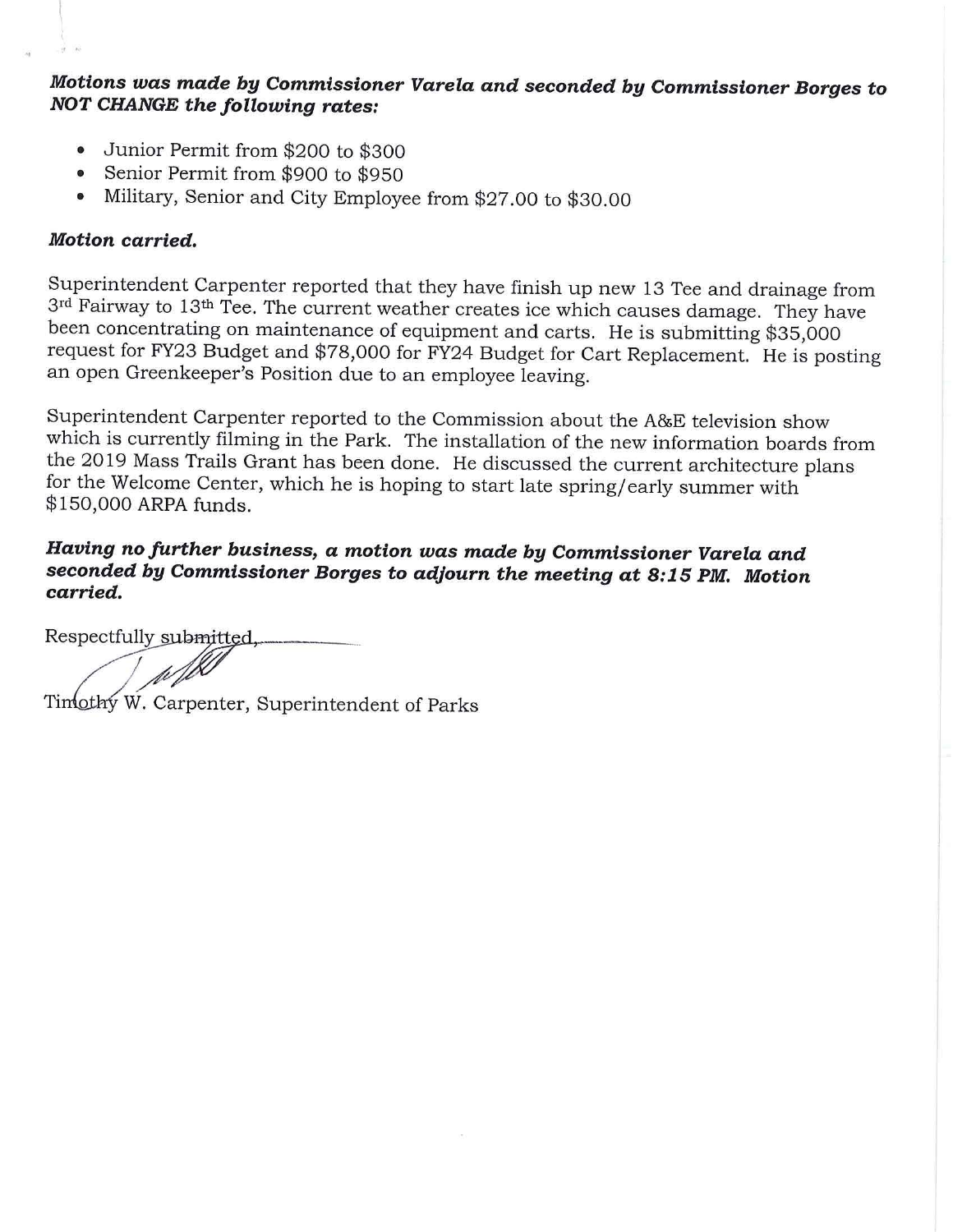***Motions was made by Commissioner Varela and seconded by Commissioner Borges to NOT CHANGE the following rates:***

- Junior Permit from $200 to $300
- Senior Permit from $900 to $950
- Military, Senior and City Employee from $27.00 to $30.00

***Motion carried.***

Superintendent Carpenter reported that they have finish up new 13 Tee and drainage from 3rd Fairway to 13th Tee. The current weather creates ice which causes damage. They have been concentrating on maintenance of equipment and carts. He is submitting $35,000 request for FY23 Budget and $78,000 for FY24 Budget for Cart Replacement. He is posting an open Greenkeeper's Position due to an employee leaving.

Superintendent Carpenter reported to the Commission about the A&E television show which is currently filming in the Park. The installation of the new information boards from the 2019 Mass Trails Grant has been done. He discussed the current architecture plans for the Welcome Center, which he is hoping to start late spring/early summer with $150,000 ARPA funds.

***Having no further business, a motion was made by Commissioner Varela and seconded by Commissioner Borges to adjourn the meeting at 8:15 PM. Motion carried.***

Respectfully submitted,

Timothy W. Carpenter, Superintendent of Parks